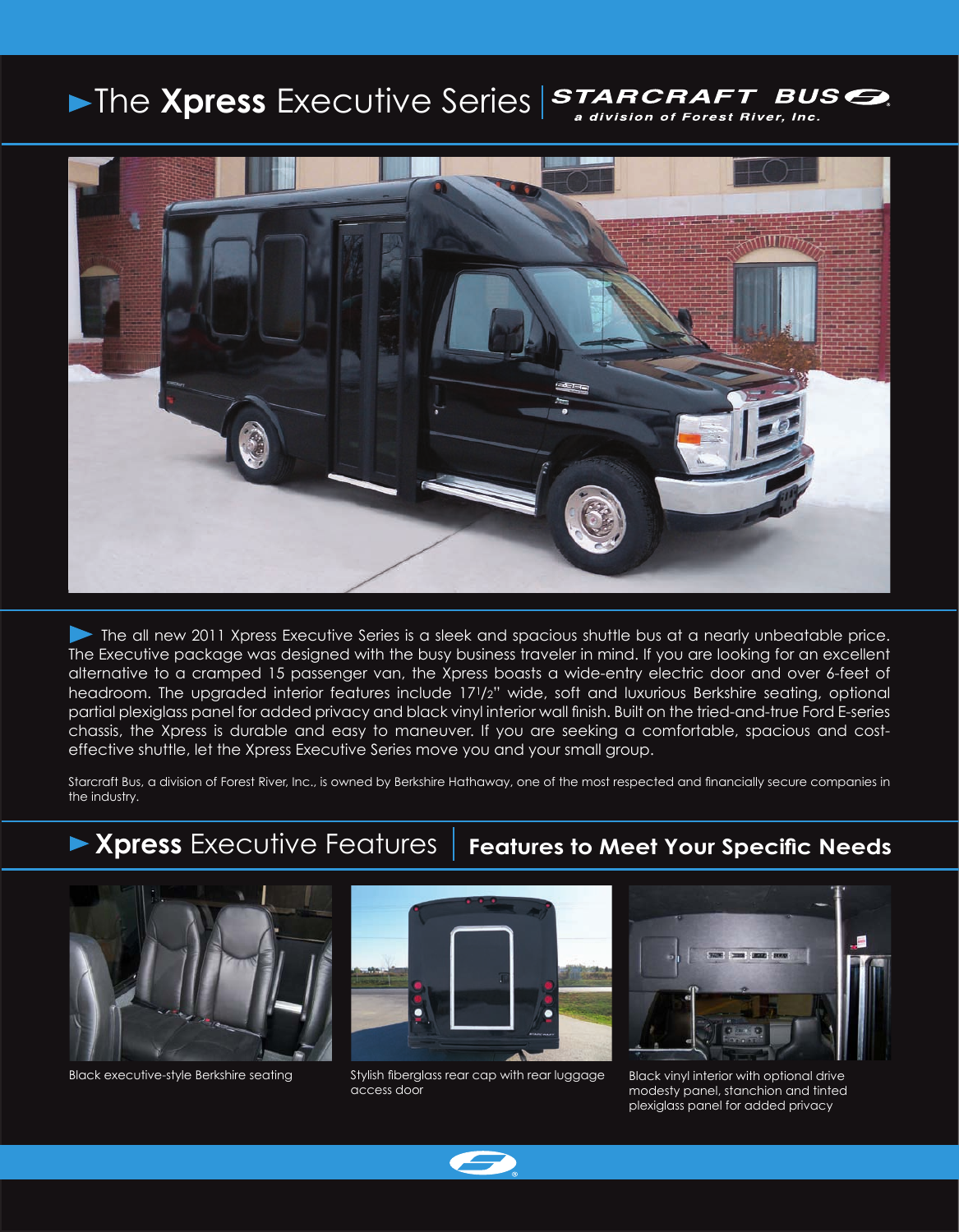# The **Xpress** Executive Series | STARCRAFT BUS

*a division of Forest River, Inc.*

The all new 2011 Xpress Executive Series is a sleek and spacious shuttle bus at a nearly unbeatable price. The Executive package was designed with the busy business traveler in mind. If you are looking for an excellent alternative to a cramped 15 passenger van, the Xpress boasts a wide-entry electric door and over 6-feet of headroom. The upgraded interior features include 17½" wide, soft and luxurious Berkshire seating, optional partial plexiglass panel for added privacy and black vinyl interior wall finish. Built on the tried-and-true Ford E-series chassis, the Xpress is durable and easy to maneuver. If you are seeking a comfortable, spacious and cost-effective shuttle, let the Xpress Executive Series move you and your small group.

Starcraft Bus, a division of Forest River, Inc., is owned by Berkshire Hathaway, one of the most respected and financially secure companies in the industry.

## **Xpress** Executive Features | **Features to Meet Your Specific Needs**

Black executive-style Berkshire seating

Stylish fiberglass rear cap with rear luggage access door

Black vinyl interior with optional drive modesty panel, stanchion and tinted plexiglass panel for added privacy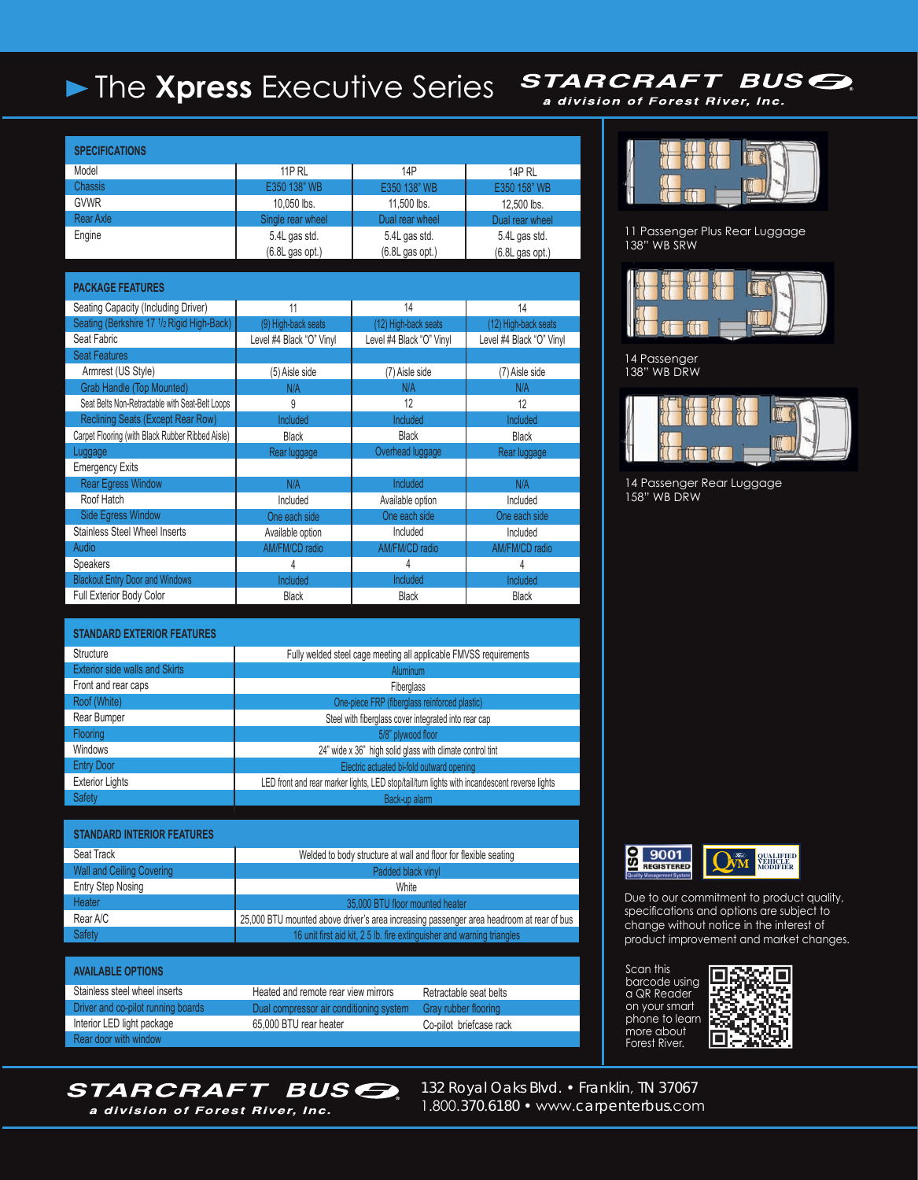# ► The **Xpress** Executive Series

**STARCRAFT BUS**
*a division of Forest River, Inc.*

## SPECIFICATIONS

| SPECIFICATIONS | | | |
|---|---|---|---|
| Model | 11P RL | 14P | 14P RL |
| Chassis | E350 138" WB | E350 138" WB | E350 158" WB |
| GVWR | 10,050 lbs. | 11,500 lbs. | 12,500 lbs. |
| Rear Axle | Single rear wheel | Dual rear wheel | Dual rear wheel |
| Engine | 5.4L gas std. (6.8L gas opt.) | 5.4L gas std. (6.8L gas opt.) | 5.4L gas std. (6.8L gas opt.) |

## PACKAGE FEATURES

| PACKAGE FEATURES | | | |
|---|---|---|---|
| Seating Capacity (Including Driver) | 11 | 14 | 14 |
| Seating (Berkshire 17 1/2 Rigid High-Back) | (9) High-back seats | (12) High-back seats | (12) High-back seats |
| Seat Fabric | Level #4 Black "O" Vinyl | Level #4 Black "O" Vinyl | Level #4 Black "O" Vinyl |
| Seat Features | | | |
| Armrest (US Style) | (5) Aisle side | (7) Aisle side | (7) Aisle side |
| Grab Handle (Top Mounted) | N/A | N/A | N/A |
| Seat Belts Non-Retractable with Seat-Belt Loops | 9 | 12 | 12 |
| Reclining Seats (Except Rear Row) | Included | Included | Included |
| Carpet Flooring (with Black Rubber Ribbed Aisle) | Black | Black | Black |
| Luggage | Rear luggage | Overhead luggage | Rear luggage |
| Emergency Exits | | | |
| Rear Egress Window | N/A | Included | N/A |
| Roof Hatch | Included | Available option | Included |
| Side Egress Window | One each side | One each side | One each side |
| Stainless Steel Wheel Inserts | Available option | Included | Included |
| Audio | AM/FM/CD radio | AM/FM/CD radio | AM/FM/CD radio |
| Speakers | 4 | 4 | 4 |
| Blackout Entry Door and Windows | Included | Included | Included |
| Full Exterior Body Color | Black | Black | Black |

## STANDARD EXTERIOR FEATURES

| STANDARD EXTERIOR FEATURES | |
|---|---|
| Structure | Fully welded steel cage meeting all applicable FMVSS requirements |
| Exterior side walls and Skirts | Aluminum |
| Front and rear caps | Fiberglass |
| Roof (White) | One-piece FRP (fiberglass reinforced plastic) |
| Rear Bumper | Steel with fiberglass cover integrated into rear cap |
| Flooring | 5/8" plywood floor |
| Windows | 24" wide x 36" high solid glass with climate control tint |
| Entry Door | Electric actuated bi-fold outward opening |
| Exterior Lights | LED front and rear marker lights, LED stop/tail/turn lights with incandescent reverse lights |
| Safety | Back-up alarm |

## STANDARD INTERIOR FEATURES

| STANDARD INTERIOR FEATURES | |
|---|---|
| Seat Track | Welded to body structure at wall and floor for flexible seating |
| Wall and Ceiling Covering | Padded black vinyl |
| Entry Step Nosing | White |
| Heater | 35,000 BTU floor mounted heater |
| Rear A/C | 25,000 BTU mounted above driver's area increasing passenger area headroom at rear of bus |
| Safety | 16 unit first aid kit, 2.5 lb. fire extinguisher and warning triangles |

## AVAILABLE OPTIONS

| AVAILABLE OPTIONS | | |
|---|---|---|
| Stainless steel wheel inserts | Heated and remote rear view mirrors | Retractable seat belts |
| Driver and co-pilot running boards | Dual compressor air conditioning system | Gray rubber flooring |
| Interior LED light package | 65,000 BTU rear heater | Co-pilot briefcase rack |
| Rear door with window | | |

11 Passenger Plus Rear Luggage
138" WB SRW

14 Passenger
138" WB DRW

14 Passenger Rear Luggage
158" WB DRW

ISO 9001 REGISTERED — Quality Management System

QVM — Qualified Vehicle Modifier

Due to our commitment to product quality, specifications and options are subject to change without notice in the interest of product improvement and market changes.

Scan this barcode using a QR Reader on your smart phone to learn more about Forest River.

**STARCRAFT BUS**
*a division of Forest River, Inc.*

132 Royal Oaks Blvd. • Franklin, TN 37067
1.800.370.6180 • www.carpenterbus.com